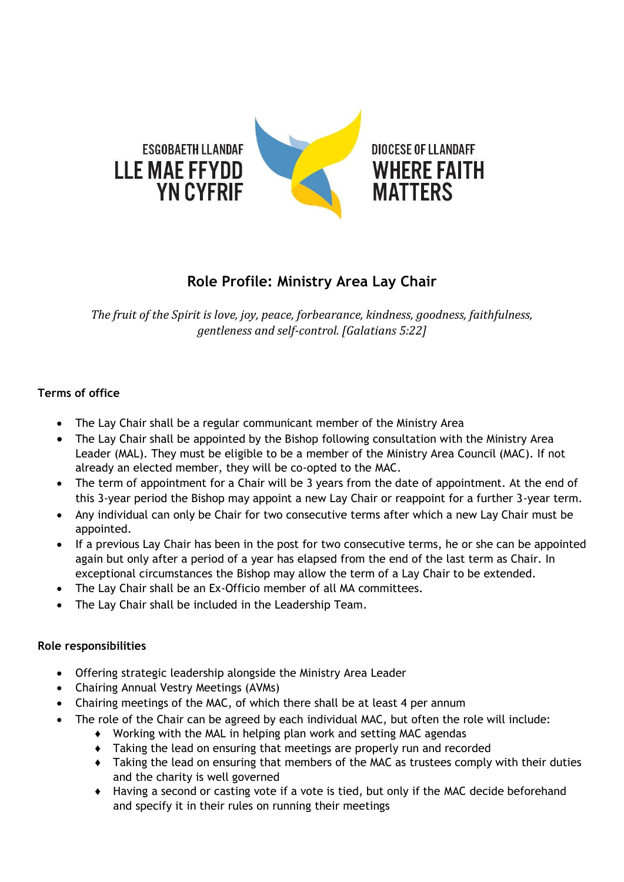ESGOBAETH LLANDAF
LLE MAE FFYDD YN CYFRIF

DIOCESE OF LLANDAFF
WHERE FAITH MATTERS

# Role Profile: Ministry Area Lay Chair

*The fruit of the Spirit is love, joy, peace, forbearance, kindness, goodness, faithfulness, gentleness and self-control. [Galatians 5:22]*

**Terms of office**

- The Lay Chair shall be a regular communicant member of the Ministry Area
- The Lay Chair shall be appointed by the Bishop following consultation with the Ministry Area Leader (MAL). They must be eligible to be a member of the Ministry Area Council (MAC). If not already an elected member, they will be co-opted to the MAC.
- The term of appointment for a Chair will be 3 years from the date of appointment. At the end of this 3-year period the Bishop may appoint a new Lay Chair or reappoint for a further 3-year term.
- Any individual can only be Chair for two consecutive terms after which a new Lay Chair must be appointed.
- If a previous Lay Chair has been in the post for two consecutive terms, he or she can be appointed again but only after a period of a year has elapsed from the end of the last term as Chair. In exceptional circumstances the Bishop may allow the term of a Lay Chair to be extended.
- The Lay Chair shall be an Ex-Officio member of all MA committees.
- The Lay Chair shall be included in the Leadership Team.

**Role responsibilities**

- Offering strategic leadership alongside the Ministry Area Leader
- Chairing Annual Vestry Meetings (AVMs)
- Chairing meetings of the MAC, of which there shall be at least 4 per annum
- The role of the Chair can be agreed by each individual MAC, but often the role will include:
  - Working with the MAL in helping plan work and setting MAC agendas
  - Taking the lead on ensuring that meetings are properly run and recorded
  - Taking the lead on ensuring that members of the MAC as trustees comply with their duties and the charity is well governed
  - Having a second or casting vote if a vote is tied, but only if the MAC decide beforehand and specify it in their rules on running their meetings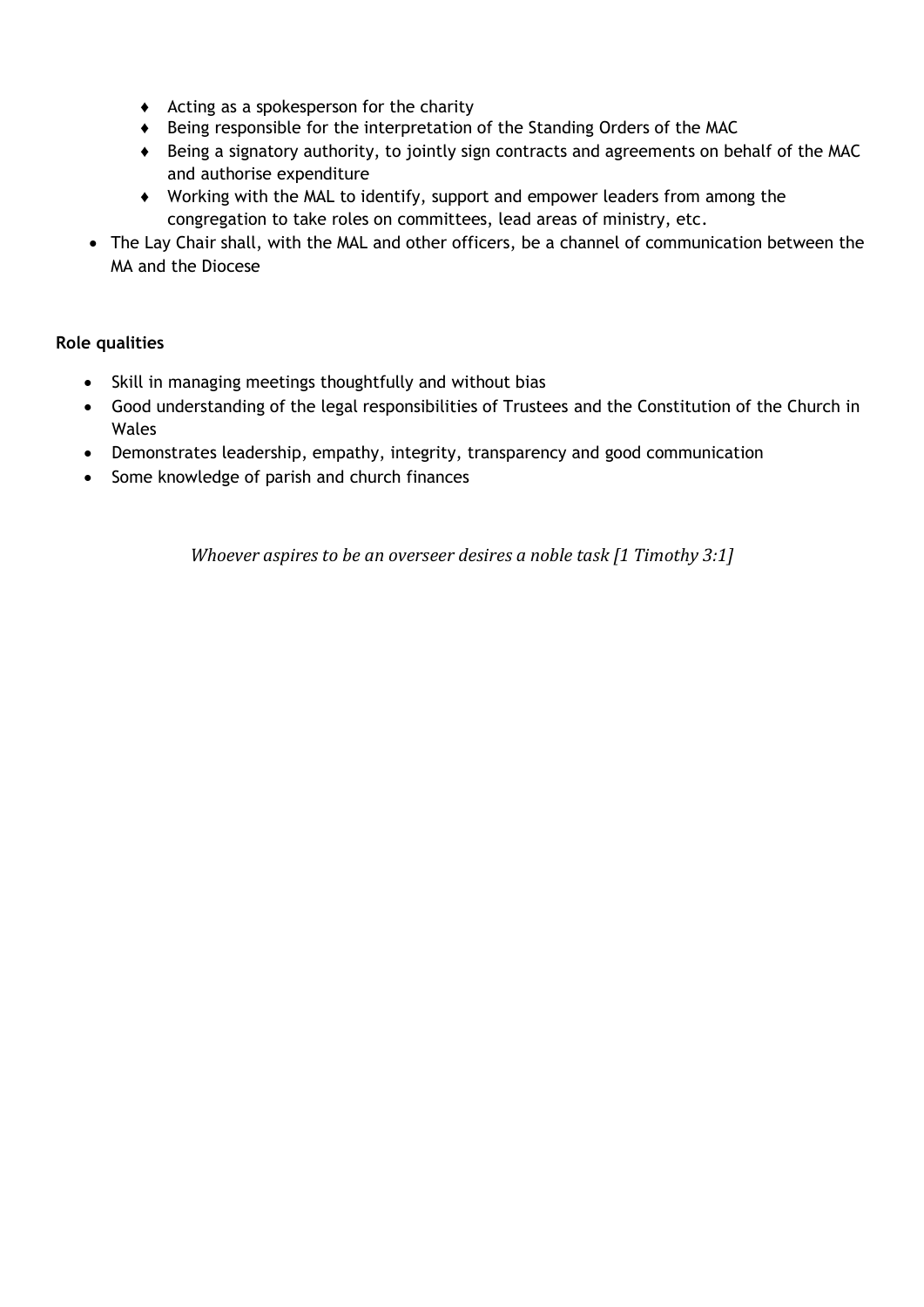- Acting as a spokesperson for the charity
    - Being responsible for the interpretation of the Standing Orders of the MAC
    - Being a signatory authority, to jointly sign contracts and agreements on behalf of the MAC and authorise expenditure
    - Working with the MAL to identify, support and empower leaders from among the congregation to take roles on committees, lead areas of ministry, etc.
- The Lay Chair shall, with the MAL and other officers, be a channel of communication between the MA and the Diocese

**Role qualities**

- Skill in managing meetings thoughtfully and without bias
- Good understanding of the legal responsibilities of Trustees and the Constitution of the Church in Wales
- Demonstrates leadership, empathy, integrity, transparency and good communication
- Some knowledge of parish and church finances

*Whoever aspires to be an overseer desires a noble task [1 Timothy 3:1]*